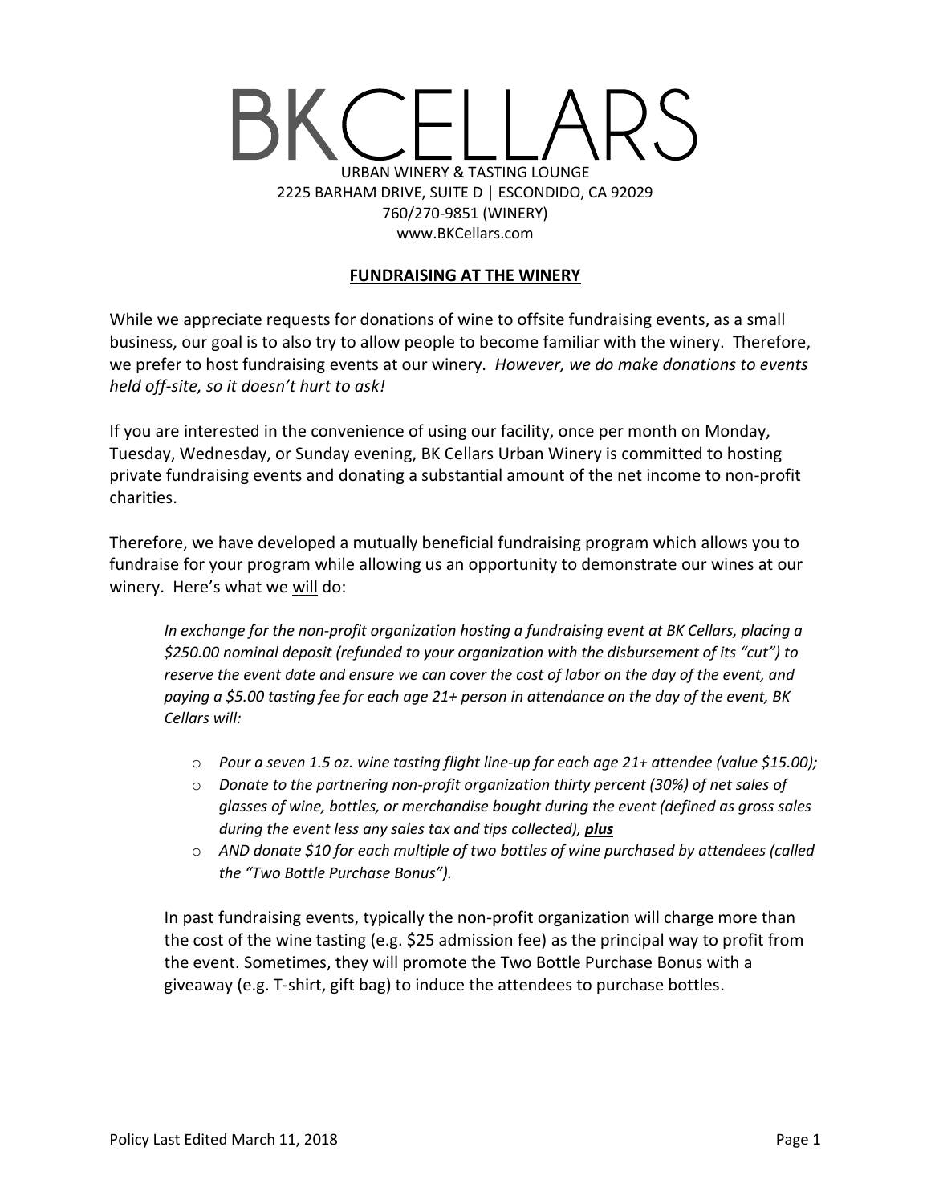# BKCELLARS

URBAN WINERY & TASTING LOUNGE
2225 BARHAM DRIVE, SUITE D | ESCONDIDO, CA 92029
760/270-9851 (WINERY)
www.BKCellars.com

## FUNDRAISING AT THE WINERY

While we appreciate requests for donations of wine to offsite fundraising events, as a small business, our goal is to also try to allow people to become familiar with the winery. Therefore, we prefer to host fundraising events at our winery. *However, we do make donations to events held off-site, so it doesn't hurt to ask!*

If you are interested in the convenience of using our facility, once per month on Monday, Tuesday, Wednesday, or Sunday evening, BK Cellars Urban Winery is committed to hosting private fundraising events and donating a substantial amount of the net income to non-profit charities.

Therefore, we have developed a mutually beneficial fundraising program which allows you to fundraise for your program while allowing us an opportunity to demonstrate our wines at our winery. Here's what we <u>will</u> do:

> *In exchange for the non-profit organization hosting a fundraising event at BK Cellars, placing a $250.00 nominal deposit (refunded to your organization with the disbursement of its "cut") to reserve the event date and ensure we can cover the cost of labor on the day of the event, and paying a $5.00 tasting fee for each age 21+ person in attendance on the day of the event, BK Cellars will:*
>
> - *Pour a seven 1.5 oz. wine tasting flight line-up for each age 21+ attendee (value $15.00);*
> - *Donate to the partnering non-profit organization thirty percent (30%) of net sales of glasses of wine, bottles, or merchandise bought during the event (defined as gross sales during the event less any sales tax and tips collected),* ***<u>plus</u>***
> - *AND donate $10 for each multiple of two bottles of wine purchased by attendees (called the "Two Bottle Purchase Bonus").*

In past fundraising events, typically the non-profit organization will charge more than the cost of the wine tasting (e.g. $25 admission fee) as the principal way to profit from the event. Sometimes, they will promote the Two Bottle Purchase Bonus with a giveaway (e.g. T-shirt, gift bag) to induce the attendees to purchase bottles.

Policy Last Edited March 11, 2018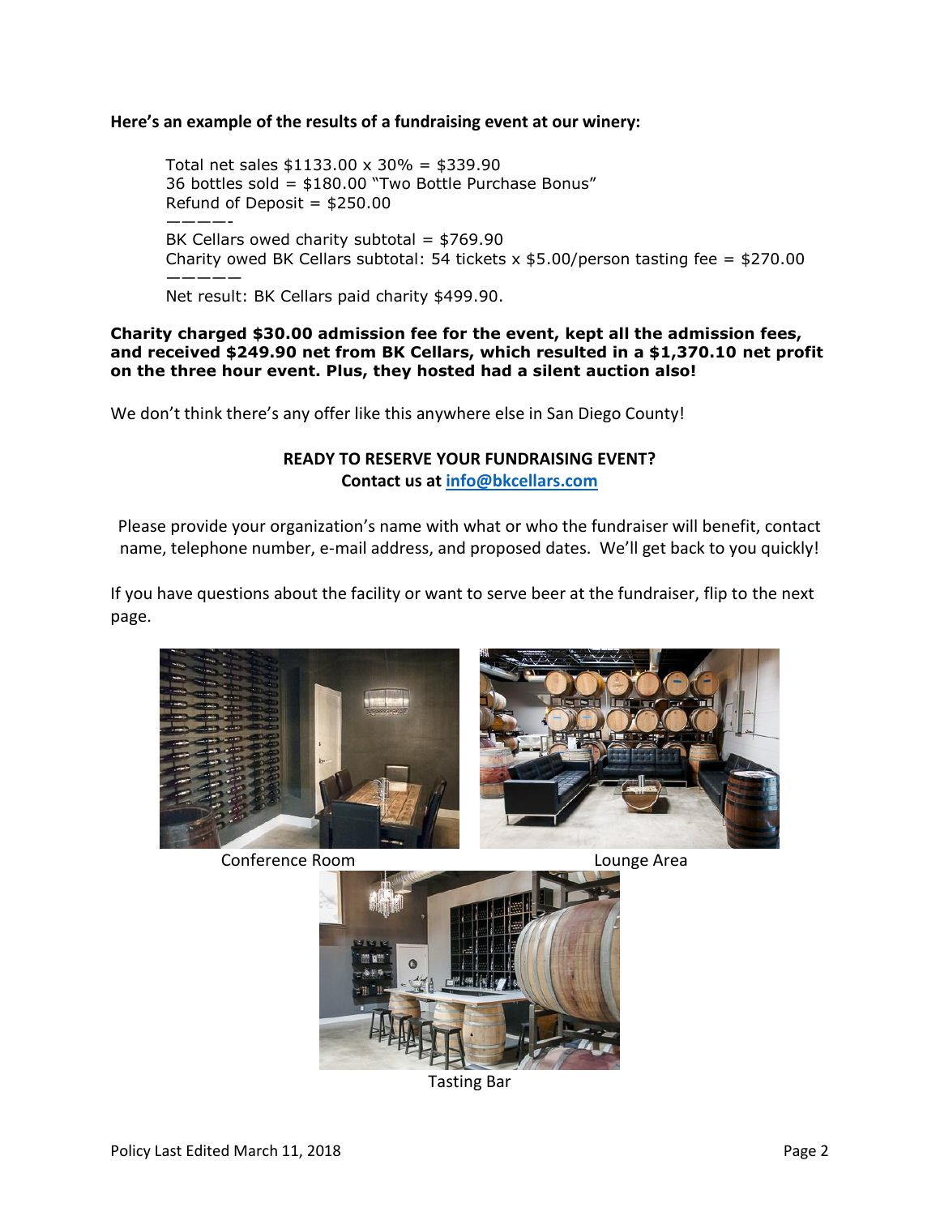**Here's an example of the results of a fundraising event at our winery:**

Total net sales $1133.00 x 30% = $339.90
36 bottles sold = $180.00 "Two Bottle Purchase Bonus"
Refund of Deposit = $250.00
————-
BK Cellars owed charity subtotal = $769.90
Charity owed BK Cellars subtotal: 54 tickets x $5.00/person tasting fee = $270.00
—————
Net result: BK Cellars paid charity $499.90.

**Charity charged $30.00 admission fee for the event, kept all the admission fees, and received $249.90 net from BK Cellars, which resulted in a $1,370.10 net profit on the three hour event. Plus, they hosted had a silent auction also!**

We don't think there's any offer like this anywhere else in San Diego County!

**READY TO RESERVE YOUR FUNDRAISING EVENT?**
**Contact us at [info@bkcellars.com](mailto:info@bkcellars.com)**

Please provide your organization's name with what or who the fundraiser will benefit, contact name, telephone number, e-mail address, and proposed dates. We'll get back to you quickly!

If you have questions about the facility or want to serve beer at the fundraiser, flip to the next page.

Conference Room

Lounge Area

Tasting Bar

Policy Last Edited March 11, 2018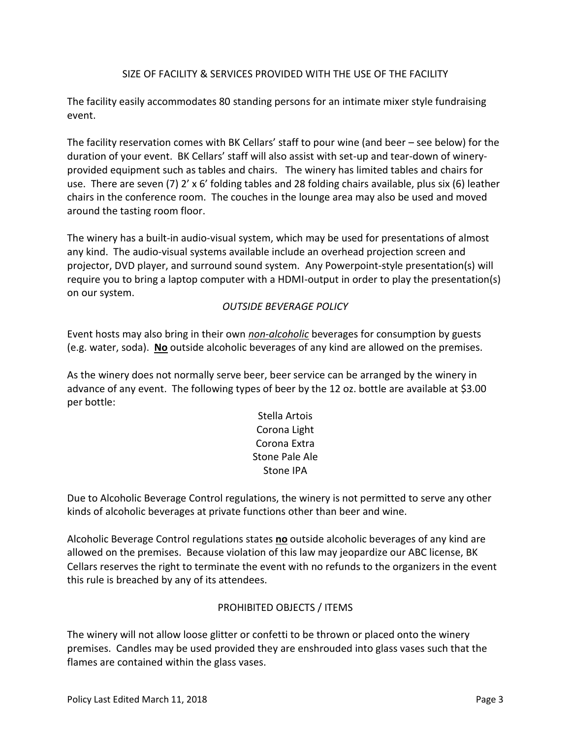## SIZE OF FACILITY & SERVICES PROVIDED WITH THE USE OF THE FACILITY

The facility easily accommodates 80 standing persons for an intimate mixer style fundraising event.

The facility reservation comes with BK Cellars' staff to pour wine (and beer – see below) for the duration of your event. BK Cellars' staff will also assist with set-up and tear-down of winery-provided equipment such as tables and chairs. The winery has limited tables and chairs for use. There are seven (7) 2' x 6' folding tables and 28 folding chairs available, plus six (6) leather chairs in the conference room. The couches in the lounge area may also be used and moved around the tasting room floor.

The winery has a built-in audio-visual system, which may be used for presentations of almost any kind. The audio-visual systems available include an overhead projection screen and projector, DVD player, and surround sound system. Any Powerpoint-style presentation(s) will require you to bring a laptop computer with a HDMI-output in order to play the presentation(s) on our system.

### *OUTSIDE BEVERAGE POLICY*

Event hosts may also bring in their own ***non-alcoholic*** beverages for consumption by guests (e.g. water, soda). **No** outside alcoholic beverages of any kind are allowed on the premises.

As the winery does not normally serve beer, beer service can be arranged by the winery in advance of any event. The following types of beer by the 12 oz. bottle are available at $3.00 per bottle:

Stella Artois
Corona Light
Corona Extra
Stone Pale Ale
Stone IPA

Due to Alcoholic Beverage Control regulations, the winery is not permitted to serve any other kinds of alcoholic beverages at private functions other than beer and wine.

Alcoholic Beverage Control regulations states **no** outside alcoholic beverages of any kind are allowed on the premises. Because violation of this law may jeopardize our ABC license, BK Cellars reserves the right to terminate the event with no refunds to the organizers in the event this rule is breached by any of its attendees.

## PROHIBITED OBJECTS / ITEMS

The winery will not allow loose glitter or confetti to be thrown or placed onto the winery premises. Candles may be used provided they are enshrouded into glass vases such that the flames are contained within the glass vases.

Policy Last Edited March 11, 2018